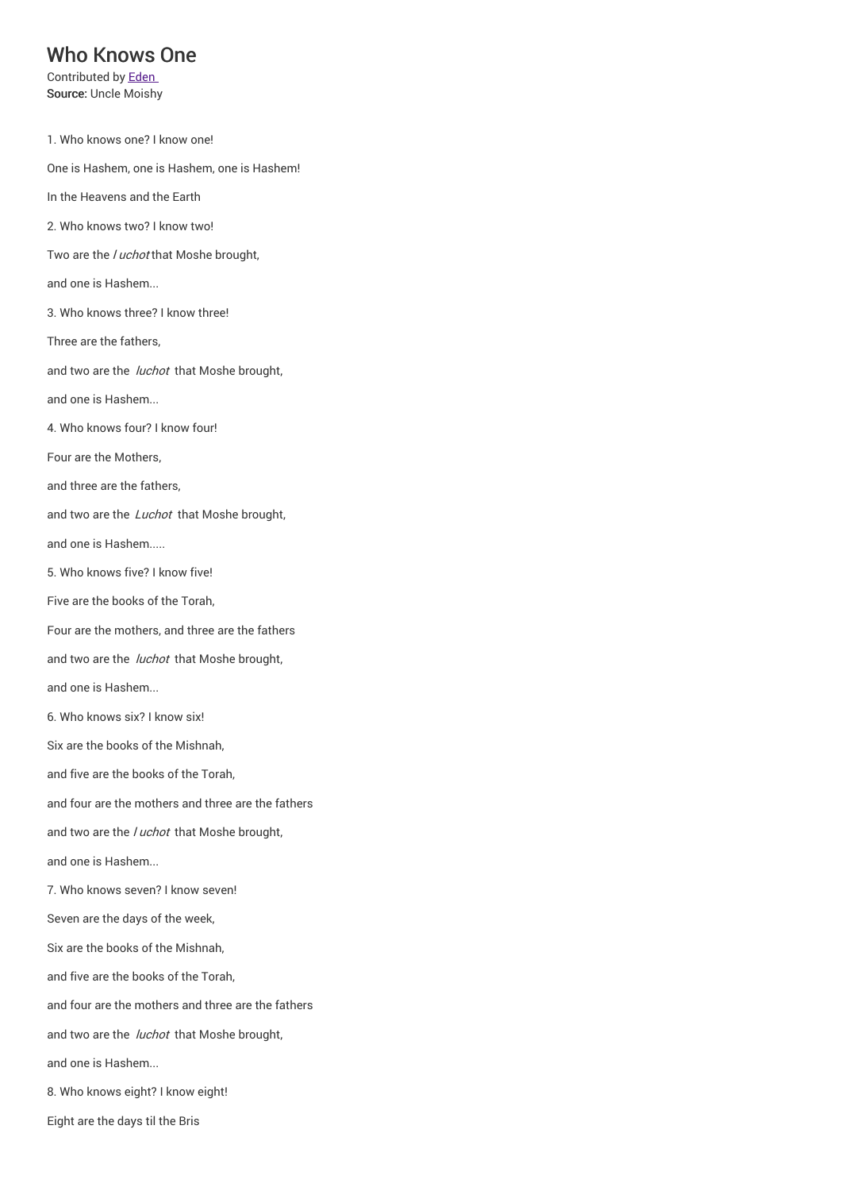# Who Knows One

Contributed by Eden
**Source:** Uncle Moishy

1. Who knows one? I know one!

One is Hashem, one is Hashem, one is Hashem!

In the Heavens and the Earth

2. Who knows two? I know two!

Two are the *l uchot* that Moshe brought,

and one is Hashem...

3. Who knows three? I know three!

Three are the fathers,

and two are the *luchot* that Moshe brought,

and one is Hashem...

4. Who knows four? I know four!

Four are the Mothers,

and three are the fathers,

and two are the *Luchot* that Moshe brought,

and one is Hashem.....

5. Who knows five? I know five!

Five are the books of the Torah,

Four are the mothers, and three are the fathers

and two are the *luchot* that Moshe brought,

and one is Hashem...

6. Who knows six? I know six!

Six are the books of the Mishnah,

and five are the books of the Torah,

and four are the mothers and three are the fathers

and two are the *l uchot* that Moshe brought,

and one is Hashem...

7. Who knows seven? I know seven!

Seven are the days of the week,

Six are the books of the Mishnah,

and five are the books of the Torah,

and four are the mothers and three are the fathers

and two are the *luchot* that Moshe brought,

and one is Hashem...

8. Who knows eight? I know eight!

Eight are the days til the Bris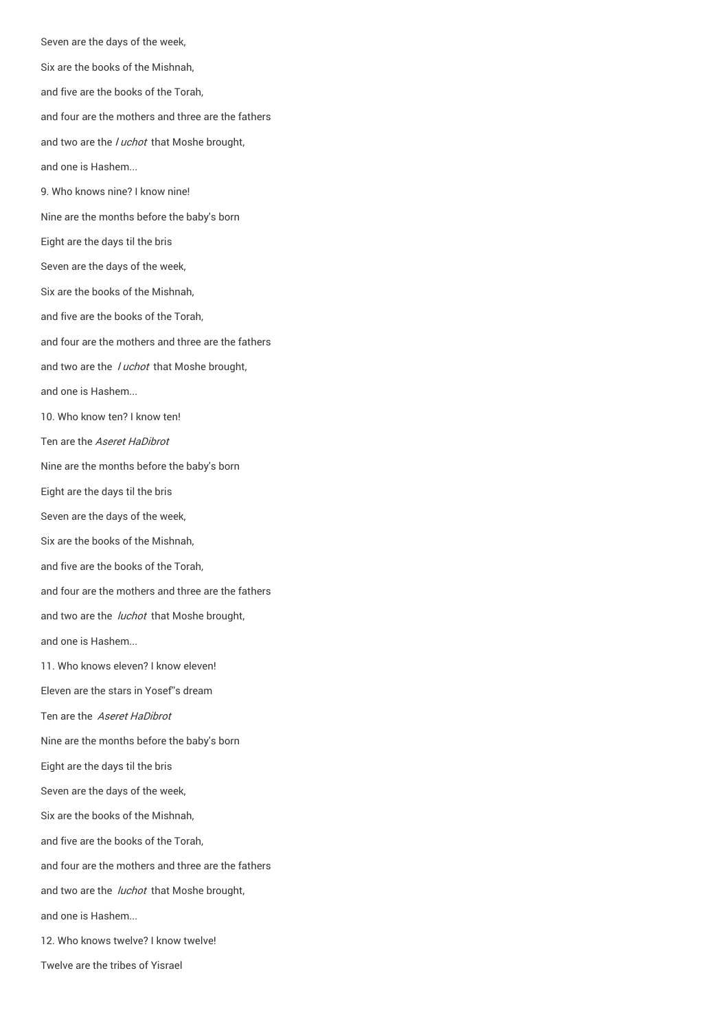Seven are the days of the week,

Six are the books of the Mishnah,

and five are the books of the Torah,

and four are the mothers and three are the fathers

and two are the *l uchot* that Moshe brought,

and one is Hashem...

9. Who knows nine? I know nine!

Nine are the months before the baby's born

Eight are the days til the bris

Seven are the days of the week,

Six are the books of the Mishnah,

and five are the books of the Torah,

and four are the mothers and three are the fathers

and two are the *l uchot* that Moshe brought,

and one is Hashem...

10. Who know ten? I know ten!

Ten are the *Aseret HaDibrot*

Nine are the months before the baby's born

Eight are the days til the bris

Seven are the days of the week,

Six are the books of the Mishnah,

and five are the books of the Torah,

and four are the mothers and three are the fathers

and two are the *luchot* that Moshe brought,

and one is Hashem...

11. Who knows eleven? I know eleven!

Eleven are the stars in Yosef"s dream

Ten are the *Aseret HaDibrot*

Nine are the months before the baby's born

Eight are the days til the bris

Seven are the days of the week,

Six are the books of the Mishnah,

and five are the books of the Torah,

and four are the mothers and three are the fathers

and two are the *luchot* that Moshe brought,

and one is Hashem...

12. Who knows twelve? I know twelve!

Twelve are the tribes of Yisrael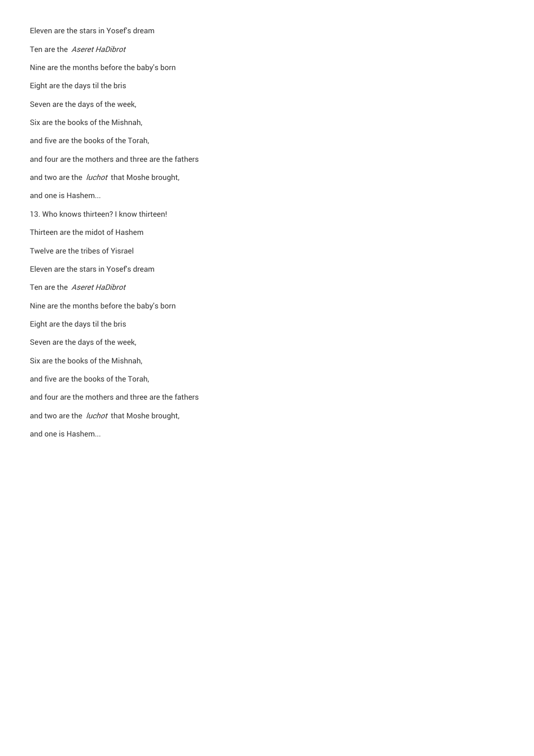Eleven are the stars in Yosef's dream

Ten are the *Aseret HaDibrot*

Nine are the months before the baby's born

Eight are the days til the bris

Seven are the days of the week,

Six are the books of the Mishnah,

and five are the books of the Torah,

and four are the mothers and three are the fathers

and two are the *luchot* that Moshe brought,

and one is Hashem...

13. Who knows thirteen? I know thirteen!

Thirteen are the midot of Hashem

Twelve are the tribes of Yisrael

Eleven are the stars in Yosef's dream

Ten are the *Aseret HaDibrot*

Nine are the months before the baby's born

Eight are the days til the bris

Seven are the days of the week,

Six are the books of the Mishnah,

and five are the books of the Torah,

and four are the mothers and three are the fathers

and two are the *luchot* that Moshe brought,

and one is Hashem...